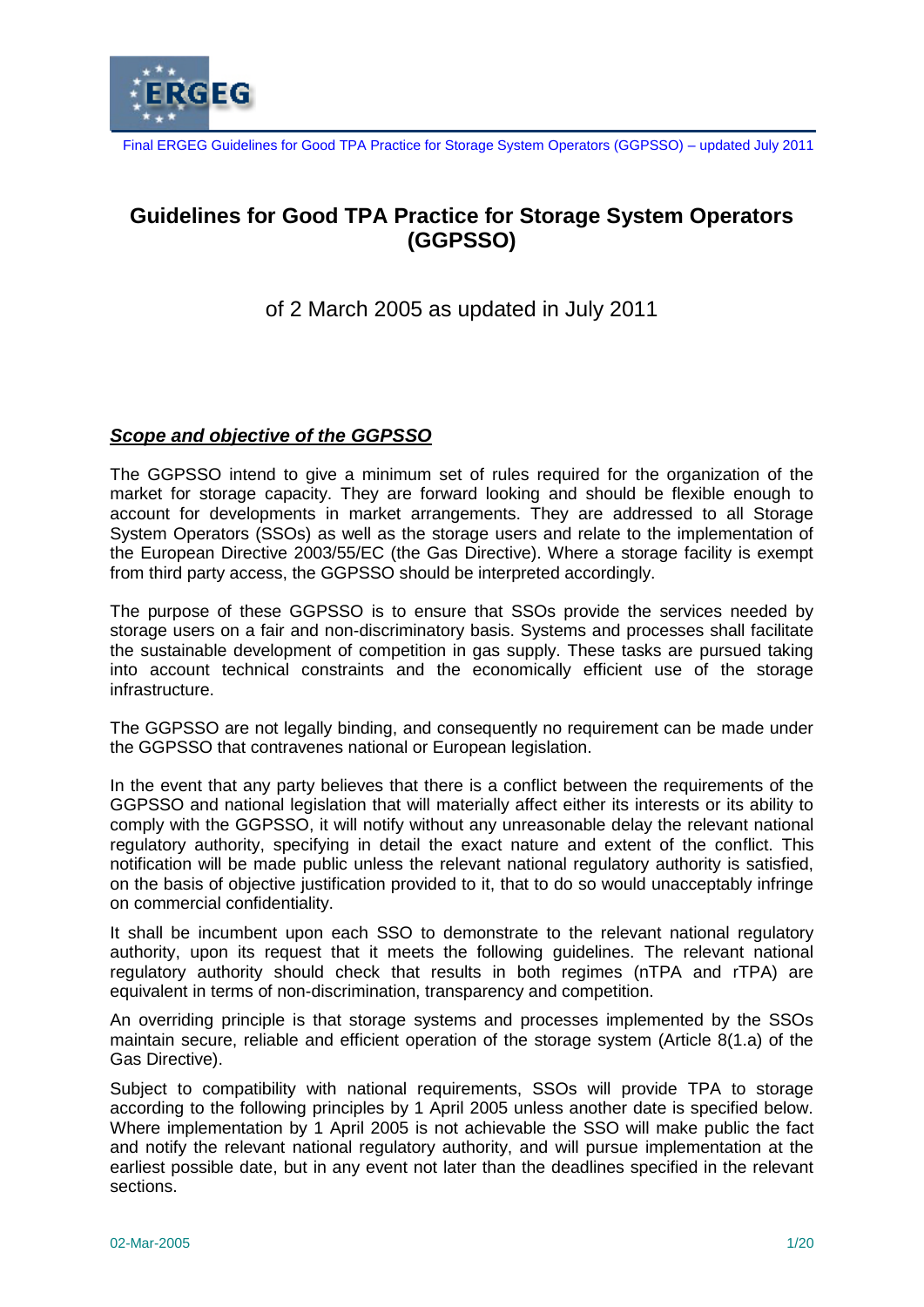# Guidelines for Good TPA Practice for Storage System Operators (GGPSSO)

of 2 March 2005 as updated in July 2011

## ***Scope and objective of the GGPSSO***

The GGPSSO intend to give a minimum set of rules required for the organization of the market for storage capacity. They are forward looking and should be flexible enough to account for developments in market arrangements. They are addressed to all Storage System Operators (SSOs) as well as the storage users and relate to the implementation of the European Directive 2003/55/EC (the Gas Directive). Where a storage facility is exempt from third party access, the GGPSSO should be interpreted accordingly.

The purpose of these GGPSSO is to ensure that SSOs provide the services needed by storage users on a fair and non-discriminatory basis. Systems and processes shall facilitate the sustainable development of competition in gas supply. These tasks are pursued taking into account technical constraints and the economically efficient use of the storage infrastructure.

The GGPSSO are not legally binding, and consequently no requirement can be made under the GGPSSO that contravenes national or European legislation.

In the event that any party believes that there is a conflict between the requirements of the GGPSSO and national legislation that will materially affect either its interests or its ability to comply with the GGPSSO, it will notify without any unreasonable delay the relevant national regulatory authority, specifying in detail the exact nature and extent of the conflict. This notification will be made public unless the relevant national regulatory authority is satisfied, on the basis of objective justification provided to it, that to do so would unacceptably infringe on commercial confidentiality.

It shall be incumbent upon each SSO to demonstrate to the relevant national regulatory authority, upon its request that it meets the following guidelines. The relevant national regulatory authority should check that results in both regimes (nTPA and rTPA) are equivalent in terms of non-discrimination, transparency and competition.

An overriding principle is that storage systems and processes implemented by the SSOs maintain secure, reliable and efficient operation of the storage system (Article 8(1.a) of the Gas Directive).

Subject to compatibility with national requirements, SSOs will provide TPA to storage according to the following principles by 1 April 2005 unless another date is specified below. Where implementation by 1 April 2005 is not achievable the SSO will make public the fact and notify the relevant national regulatory authority, and will pursue implementation at the earliest possible date, but in any event not later than the deadlines specified in the relevant sections.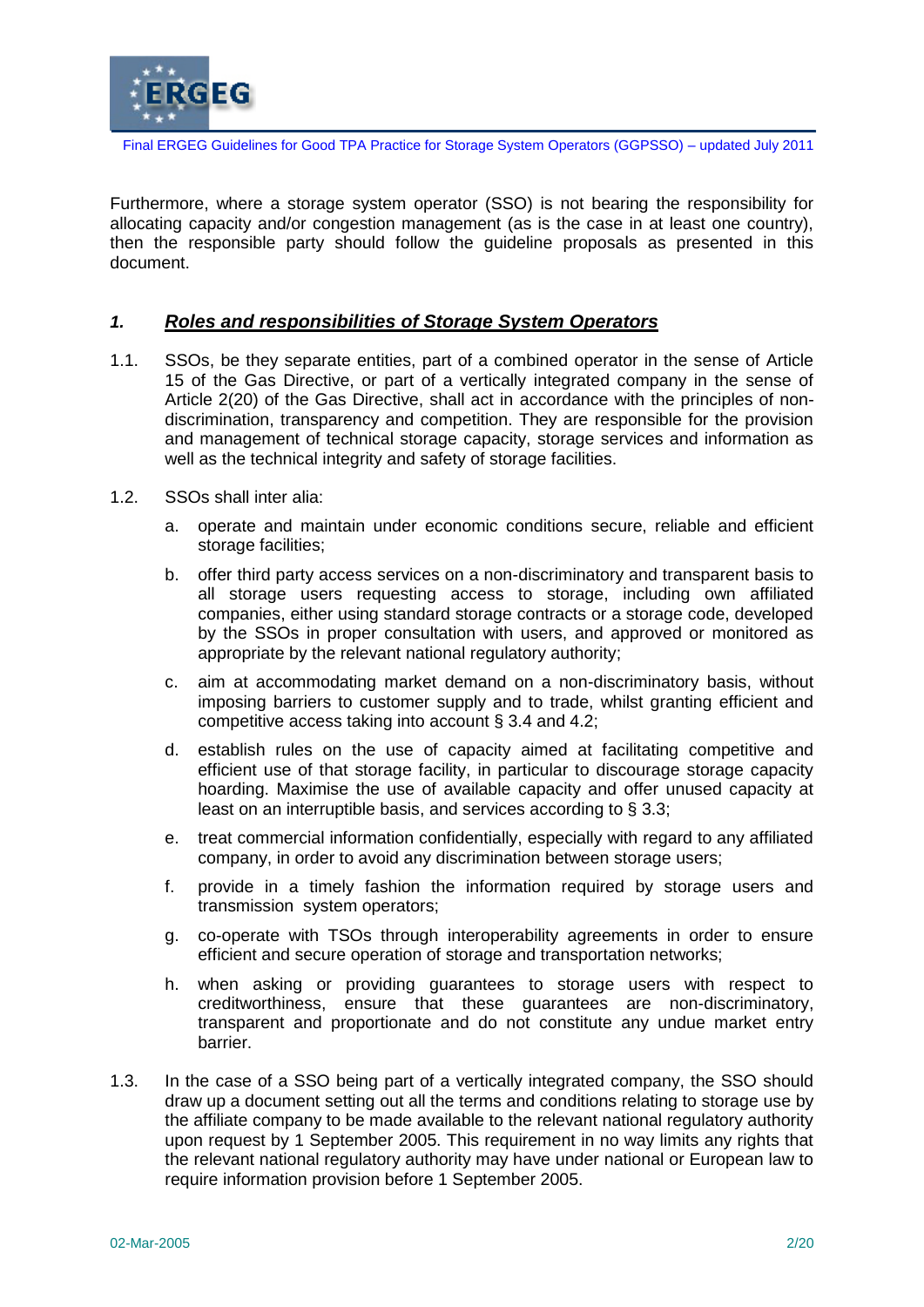Furthermore, where a storage system operator (SSO) is not bearing the responsibility for allocating capacity and/or congestion management (as is the case in at least one country), then the responsible party should follow the guideline proposals as presented in this document.

## 1. ***Roles and responsibilities of Storage System Operators***

1.1. SSOs, be they separate entities, part of a combined operator in the sense of Article 15 of the Gas Directive, or part of a vertically integrated company in the sense of Article 2(20) of the Gas Directive, shall act in accordance with the principles of non-discrimination, transparency and competition. They are responsible for the provision and management of technical storage capacity, storage services and information as well as the technical integrity and safety of storage facilities.

1.2. SSOs shall inter alia:

   a. operate and maintain under economic conditions secure, reliable and efficient storage facilities;

   b. offer third party access services on a non-discriminatory and transparent basis to all storage users requesting access to storage, including own affiliated companies, either using standard storage contracts or a storage code, developed by the SSOs in proper consultation with users, and approved or monitored as appropriate by the relevant national regulatory authority;

   c. aim at accommodating market demand on a non-discriminatory basis, without imposing barriers to customer supply and to trade, whilst granting efficient and competitive access taking into account § 3.4 and 4.2;

   d. establish rules on the use of capacity aimed at facilitating competitive and efficient use of that storage facility, in particular to discourage storage capacity hoarding. Maximise the use of available capacity and offer unused capacity at least on an interruptible basis, and services according to § 3.3;

   e. treat commercial information confidentially, especially with regard to any affiliated company, in order to avoid any discrimination between storage users;

   f. provide in a timely fashion the information required by storage users and transmission system operators;

   g. co-operate with TSOs through interoperability agreements in order to ensure efficient and secure operation of storage and transportation networks;

   h. when asking or providing guarantees to storage users with respect to creditworthiness, ensure that these guarantees are non-discriminatory, transparent and proportionate and do not constitute any undue market entry barrier.

1.3. In the case of a SSO being part of a vertically integrated company, the SSO should draw up a document setting out all the terms and conditions relating to storage use by the affiliate company to be made available to the relevant national regulatory authority upon request by 1 September 2005. This requirement in no way limits any rights that the relevant national regulatory authority may have under national or European law to require information provision before 1 September 2005.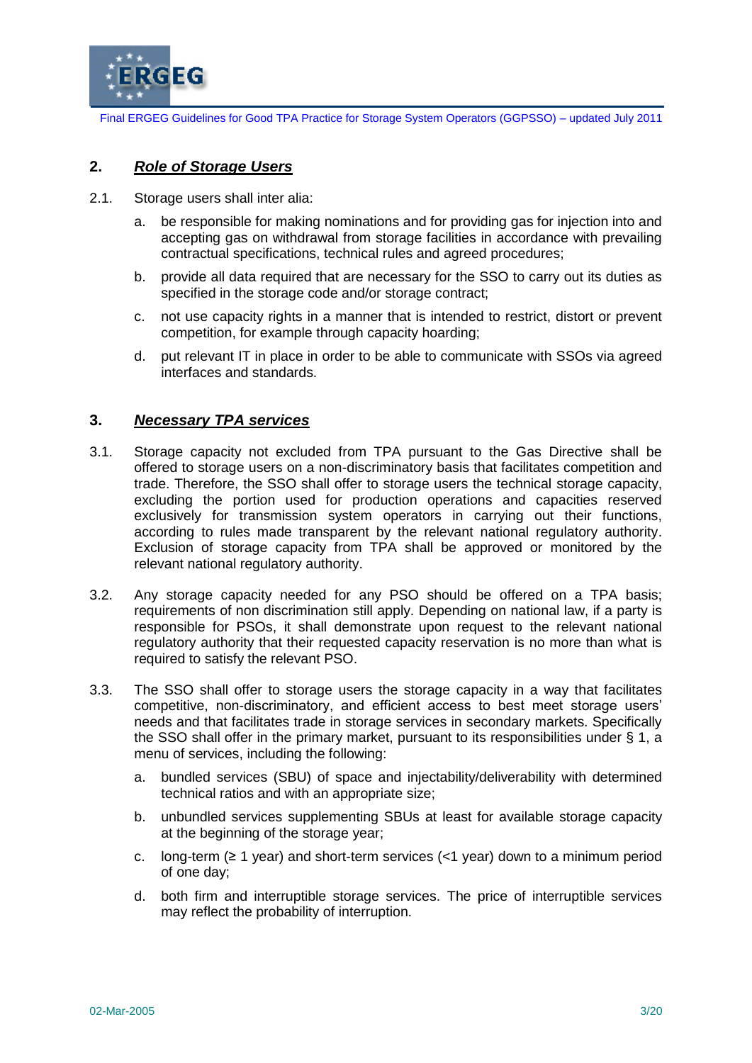## 2. *Role of Storage Users*

2.1. Storage users shall inter alia:

a. be responsible for making nominations and for providing gas for injection into and accepting gas on withdrawal from storage facilities in accordance with prevailing contractual specifications, technical rules and agreed procedures;

b. provide all data required that are necessary for the SSO to carry out its duties as specified in the storage code and/or storage contract;

c. not use capacity rights in a manner that is intended to restrict, distort or prevent competition, for example through capacity hoarding;

d. put relevant IT in place in order to be able to communicate with SSOs via agreed interfaces and standards.

## 3. *Necessary TPA services*

3.1. Storage capacity not excluded from TPA pursuant to the Gas Directive shall be offered to storage users on a non-discriminatory basis that facilitates competition and trade. Therefore, the SSO shall offer to storage users the technical storage capacity, excluding the portion used for production operations and capacities reserved exclusively for transmission system operators in carrying out their functions, according to rules made transparent by the relevant national regulatory authority. Exclusion of storage capacity from TPA shall be approved or monitored by the relevant national regulatory authority.

3.2. Any storage capacity needed for any PSO should be offered on a TPA basis; requirements of non discrimination still apply. Depending on national law, if a party is responsible for PSOs, it shall demonstrate upon request to the relevant national regulatory authority that their requested capacity reservation is no more than what is required to satisfy the relevant PSO.

3.3. The SSO shall offer to storage users the storage capacity in a way that facilitates competitive, non-discriminatory, and efficient access to best meet storage users' needs and that facilitates trade in storage services in secondary markets. Specifically the SSO shall offer in the primary market, pursuant to its responsibilities under § 1, a menu of services, including the following:

a. bundled services (SBU) of space and injectability/deliverability with determined technical ratios and with an appropriate size;

b. unbundled services supplementing SBUs at least for available storage capacity at the beginning of the storage year;

c. long-term (≥ 1 year) and short-term services (<1 year) down to a minimum period of one day;

d. both firm and interruptible storage services. The price of interruptible services may reflect the probability of interruption.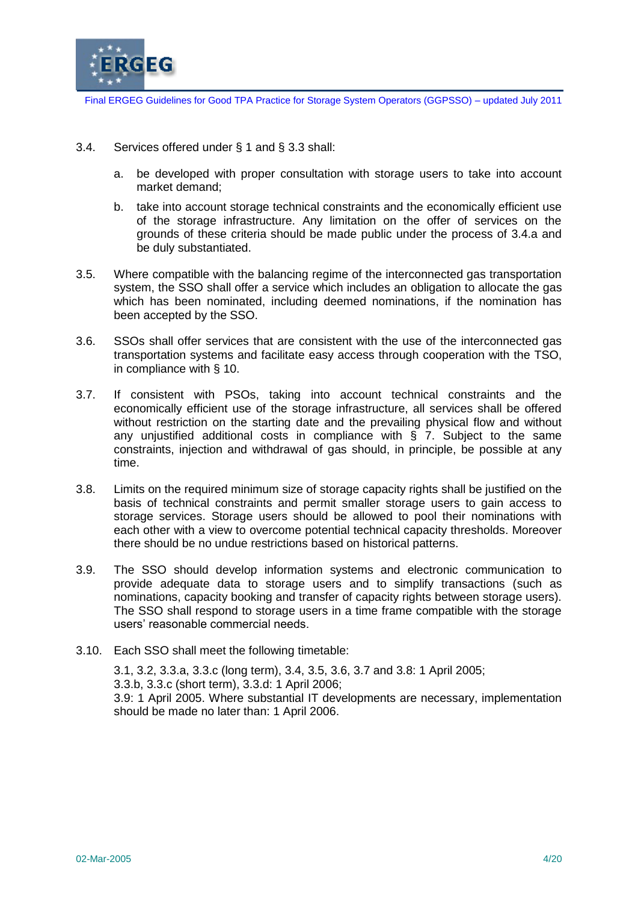3.4. Services offered under § 1 and § 3.3 shall:

   a. be developed with proper consultation with storage users to take into account market demand;

   b. take into account storage technical constraints and the economically efficient use of the storage infrastructure. Any limitation on the offer of services on the grounds of these criteria should be made public under the process of 3.4.a and be duly substantiated.

3.5. Where compatible with the balancing regime of the interconnected gas transportation system, the SSO shall offer a service which includes an obligation to allocate the gas which has been nominated, including deemed nominations, if the nomination has been accepted by the SSO.

3.6. SSOs shall offer services that are consistent with the use of the interconnected gas transportation systems and facilitate easy access through cooperation with the TSO, in compliance with § 10.

3.7. If consistent with PSOs, taking into account technical constraints and the economically efficient use of the storage infrastructure, all services shall be offered without restriction on the starting date and the prevailing physical flow and without any unjustified additional costs in compliance with § 7. Subject to the same constraints, injection and withdrawal of gas should, in principle, be possible at any time.

3.8. Limits on the required minimum size of storage capacity rights shall be justified on the basis of technical constraints and permit smaller storage users to gain access to storage services. Storage users should be allowed to pool their nominations with each other with a view to overcome potential technical capacity thresholds. Moreover there should be no undue restrictions based on historical patterns.

3.9. The SSO should develop information systems and electronic communication to provide adequate data to storage users and to simplify transactions (such as nominations, capacity booking and transfer of capacity rights between storage users). The SSO shall respond to storage users in a time frame compatible with the storage users' reasonable commercial needs.

3.10. Each SSO shall meet the following timetable:

   3.1, 3.2, 3.3.a, 3.3.c (long term), 3.4, 3.5, 3.6, 3.7 and 3.8: 1 April 2005;
   3.3.b, 3.3.c (short term), 3.3.d: 1 April 2006;
   3.9: 1 April 2005. Where substantial IT developments are necessary, implementation should be made no later than: 1 April 2006.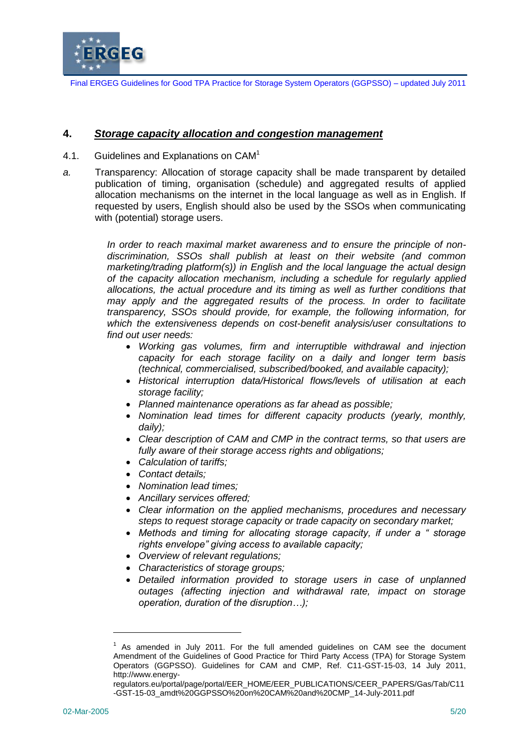## 4. *Storage capacity allocation and congestion management*

4.1. Guidelines and Explanations on CAM[1]

*a.* Transparency: Allocation of storage capacity shall be made transparent by detailed publication of timing, organisation (schedule) and aggregated results of applied allocation mechanisms on the internet in the local language as well as in English. If requested by users, English should also be used by the SSOs when communicating with (potential) storage users.

*In order to reach maximal market awareness and to ensure the principle of non-discrimination, SSOs shall publish at least on their website (and common marketing/trading platform(s)) in English and the local language the actual design of the capacity allocation mechanism, including a schedule for regularly applied allocations, the actual procedure and its timing as well as further conditions that may apply and the aggregated results of the process. In order to facilitate transparency, SSOs should provide, for example, the following information, for which the extensiveness depends on cost-benefit analysis/user consultations to find out user needs:*

- *Working gas volumes, firm and interruptible withdrawal and injection capacity for each storage facility on a daily and longer term basis (technical, commercialised, subscribed/booked, and available capacity);*
- *Historical interruption data/Historical flows/levels of utilisation at each storage facility;*
- *Planned maintenance operations as far ahead as possible;*
- *Nomination lead times for different capacity products (yearly, monthly, daily);*
- *Clear description of CAM and CMP in the contract terms, so that users are fully aware of their storage access rights and obligations;*
- *Calculation of tariffs;*
- *Contact details;*
- *Nomination lead times;*
- *Ancillary services offered;*
- *Clear information on the applied mechanisms, procedures and necessary steps to request storage capacity or trade capacity on secondary market;*
- *Methods and timing for allocating storage capacity, if under a " storage rights envelope" giving access to available capacity;*
- *Overview of relevant regulations;*
- *Characteristics of storage groups;*
- *Detailed information provided to storage users in case of unplanned outages (affecting injection and withdrawal rate, impact on storage operation, duration of the disruption…);*

[1] As amended in July 2011. For the full amended guidelines on CAM see the document Amendment of the Guidelines of Good Practice for Third Party Access (TPA) for Storage System Operators (GGPSSO). Guidelines for CAM and CMP, Ref. C11-GST-15-03, 14 July 2011, http://www.energy-regulators.eu/portal/page/portal/EER_HOME/EER_PUBLICATIONS/CEER_PAPERS/Gas/Tab/C11-GST-15-03_amdt%20GGPSSO%20on%20CAM%20and%20CMP_14-July-2011.pdf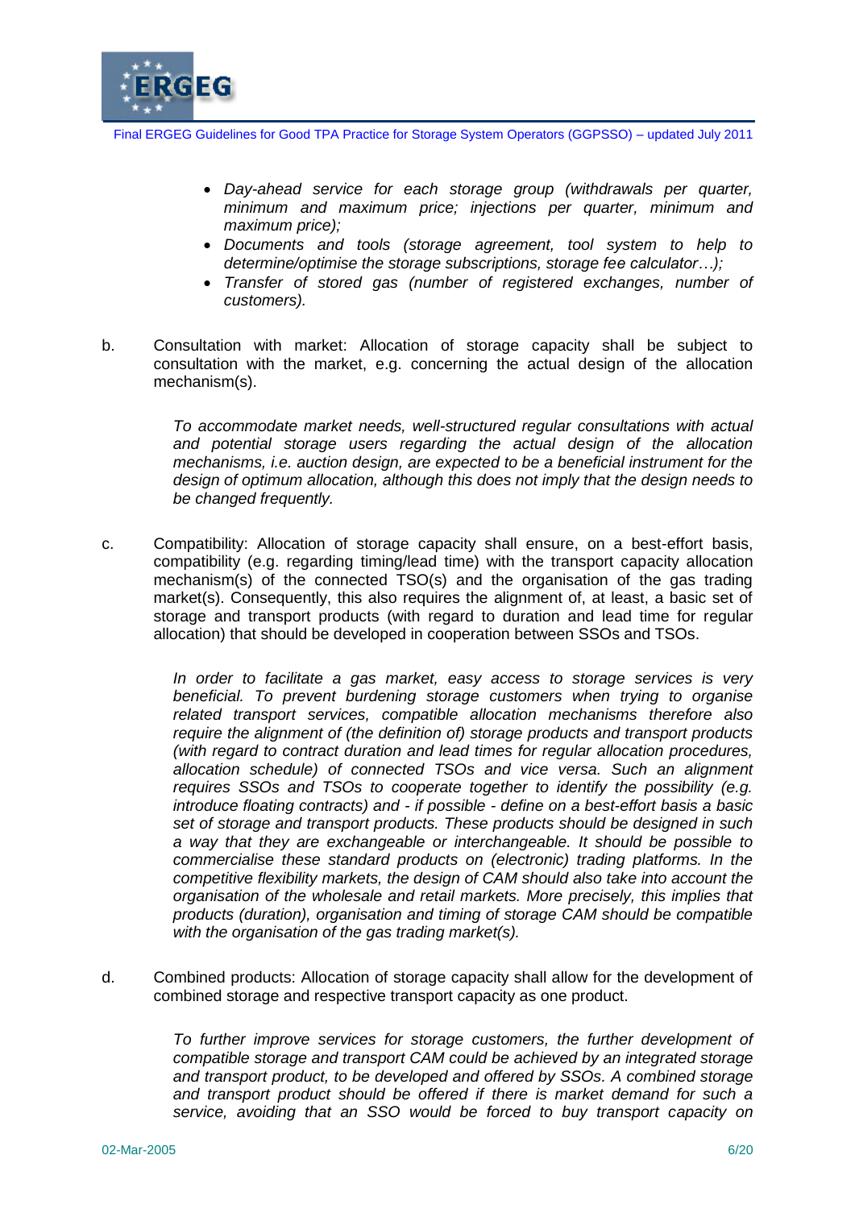- *Day-ahead service for each storage group (withdrawals per quarter, minimum and maximum price; injections per quarter, minimum and maximum price);*
- *Documents and tools (storage agreement, tool system to help to determine/optimise the storage subscriptions, storage fee calculator…);*
- *Transfer of stored gas (number of registered exchanges, number of customers).*

b. Consultation with market: Allocation of storage capacity shall be subject to consultation with the market, e.g. concerning the actual design of the allocation mechanism(s).

*To accommodate market needs, well-structured regular consultations with actual and potential storage users regarding the actual design of the allocation mechanisms, i.e. auction design, are expected to be a beneficial instrument for the design of optimum allocation, although this does not imply that the design needs to be changed frequently.*

c. Compatibility: Allocation of storage capacity shall ensure, on a best-effort basis, compatibility (e.g. regarding timing/lead time) with the transport capacity allocation mechanism(s) of the connected TSO(s) and the organisation of the gas trading market(s). Consequently, this also requires the alignment of, at least, a basic set of storage and transport products (with regard to duration and lead time for regular allocation) that should be developed in cooperation between SSOs and TSOs.

*In order to facilitate a gas market, easy access to storage services is very beneficial. To prevent burdening storage customers when trying to organise related transport services, compatible allocation mechanisms therefore also require the alignment of (the definition of) storage products and transport products (with regard to contract duration and lead times for regular allocation procedures, allocation schedule) of connected TSOs and vice versa. Such an alignment requires SSOs and TSOs to cooperate together to identify the possibility (e.g. introduce floating contracts) and - if possible - define on a best-effort basis a basic set of storage and transport products. These products should be designed in such a way that they are exchangeable or interchangeable. It should be possible to commercialise these standard products on (electronic) trading platforms. In the competitive flexibility markets, the design of CAM should also take into account the organisation of the wholesale and retail markets. More precisely, this implies that products (duration), organisation and timing of storage CAM should be compatible with the organisation of the gas trading market(s).*

d. Combined products: Allocation of storage capacity shall allow for the development of combined storage and respective transport capacity as one product.

*To further improve services for storage customers, the further development of compatible storage and transport CAM could be achieved by an integrated storage and transport product, to be developed and offered by SSOs. A combined storage and transport product should be offered if there is market demand for such a service, avoiding that an SSO would be forced to buy transport capacity on*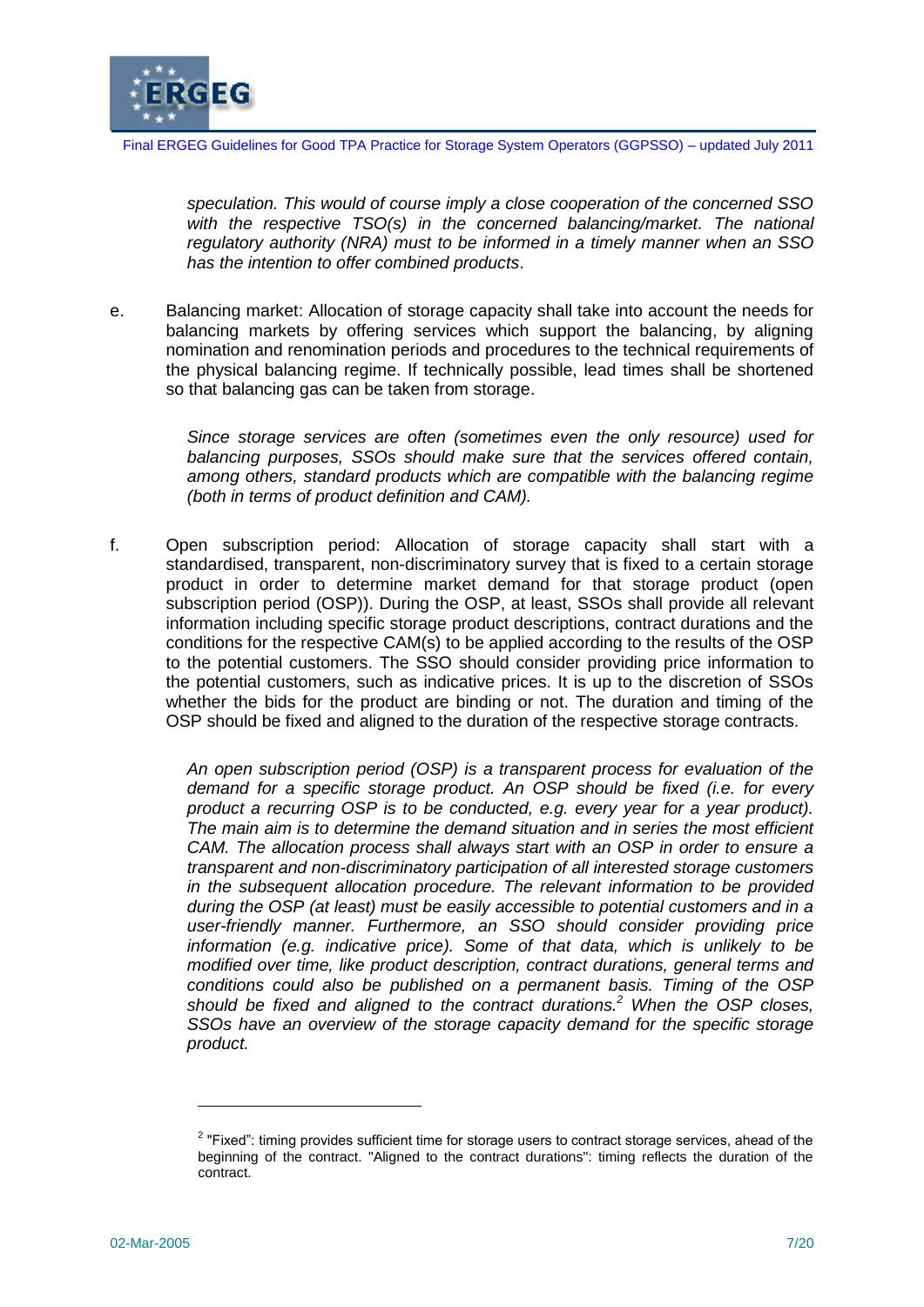*speculation. This would of course imply a close cooperation of the concerned SSO with the respective TSO(s) in the concerned balancing/market. The national regulatory authority (NRA) must to be informed in a timely manner when an SSO has the intention to offer combined products*.

e. Balancing market: Allocation of storage capacity shall take into account the needs for balancing markets by offering services which support the balancing, by aligning nomination and renomination periods and procedures to the technical requirements of the physical balancing regime. If technically possible, lead times shall be shortened so that balancing gas can be taken from storage.

*Since storage services are often (sometimes even the only resource) used for balancing purposes, SSOs should make sure that the services offered contain, among others, standard products which are compatible with the balancing regime (both in terms of product definition and CAM).*

f. Open subscription period: Allocation of storage capacity shall start with a standardised, transparent, non-discriminatory survey that is fixed to a certain storage product in order to determine market demand for that storage product (open subscription period (OSP)). During the OSP, at least, SSOs shall provide all relevant information including specific storage product descriptions, contract durations and the conditions for the respective CAM(s) to be applied according to the results of the OSP to the potential customers. The SSO should consider providing price information to the potential customers, such as indicative prices. It is up to the discretion of SSOs whether the bids for the product are binding or not. The duration and timing of the OSP should be fixed and aligned to the duration of the respective storage contracts.

*An open subscription period (OSP) is a transparent process for evaluation of the demand for a specific storage product. An OSP should be fixed (i.e. for every product a recurring OSP is to be conducted, e.g. every year for a year product). The main aim is to determine the demand situation and in series the most efficient CAM. The allocation process shall always start with an OSP in order to ensure a transparent and non-discriminatory participation of all interested storage customers in the subsequent allocation procedure. The relevant information to be provided during the OSP (at least) must be easily accessible to potential customers and in a user-friendly manner. Furthermore, an SSO should consider providing price information (e.g. indicative price). Some of that data, which is unlikely to be modified over time, like product description, contract durations, general terms and conditions could also be published on a permanent basis. Timing of the OSP should be fixed and aligned to the contract durations.[2] When the OSP closes, SSOs have an overview of the storage capacity demand for the specific storage product.*

---

[2] "Fixed": timing provides sufficient time for storage users to contract storage services, ahead of the beginning of the contract. "Aligned to the contract durations": timing reflects the duration of the contract.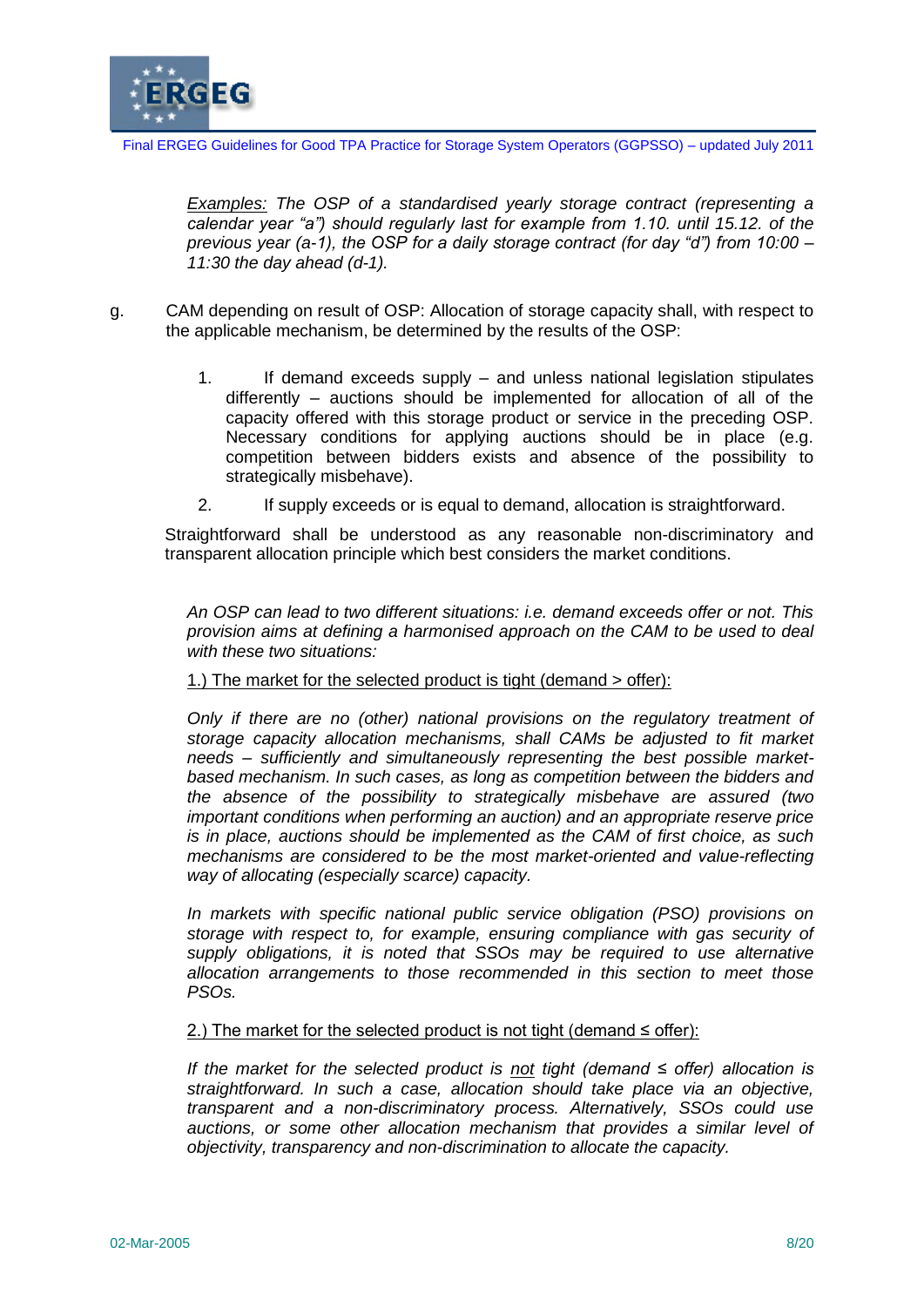*Examples:* *The OSP of a standardised yearly storage contract (representing a calendar year "a") should regularly last for example from 1.10. until 15.12. of the previous year (a-1), the OSP for a daily storage contract (for day "d") from 10:00 – 11:30 the day ahead (d-1).*

g. CAM depending on result of OSP: Allocation of storage capacity shall, with respect to the applicable mechanism, be determined by the results of the OSP:

1. If demand exceeds supply – and unless national legislation stipulates differently – auctions should be implemented for allocation of all of the capacity offered with this storage product or service in the preceding OSP. Necessary conditions for applying auctions should be in place (e.g. competition between bidders exists and absence of the possibility to strategically misbehave).

2. If supply exceeds or is equal to demand, allocation is straightforward.

Straightforward shall be understood as any reasonable non-discriminatory and transparent allocation principle which best considers the market conditions.

*An OSP can lead to two different situations: i.e. demand exceeds offer or not. This provision aims at defining a harmonised approach on the CAM to be used to deal with these two situations:*

1.) The market for the selected product is tight (demand > offer):

*Only if there are no (other) national provisions on the regulatory treatment of storage capacity allocation mechanisms, shall CAMs be adjusted to fit market needs – sufficiently and simultaneously representing the best possible market-based mechanism. In such cases, as long as competition between the bidders and the absence of the possibility to strategically misbehave are assured (two important conditions when performing an auction) and an appropriate reserve price is in place, auctions should be implemented as the CAM of first choice, as such mechanisms are considered to be the most market-oriented and value-reflecting way of allocating (especially scarce) capacity.*

*In markets with specific national public service obligation (PSO) provisions on storage with respect to, for example, ensuring compliance with gas security of supply obligations, it is noted that SSOs may be required to use alternative allocation arrangements to those recommended in this section to meet those PSOs.*

2.) The market for the selected product is not tight (demand ≤ offer):

*If the market for the selected product is not tight (demand ≤ offer) allocation is straightforward. In such a case, allocation should take place via an objective, transparent and a non-discriminatory process. Alternatively, SSOs could use auctions, or some other allocation mechanism that provides a similar level of objectivity, transparency and non-discrimination to allocate the capacity.*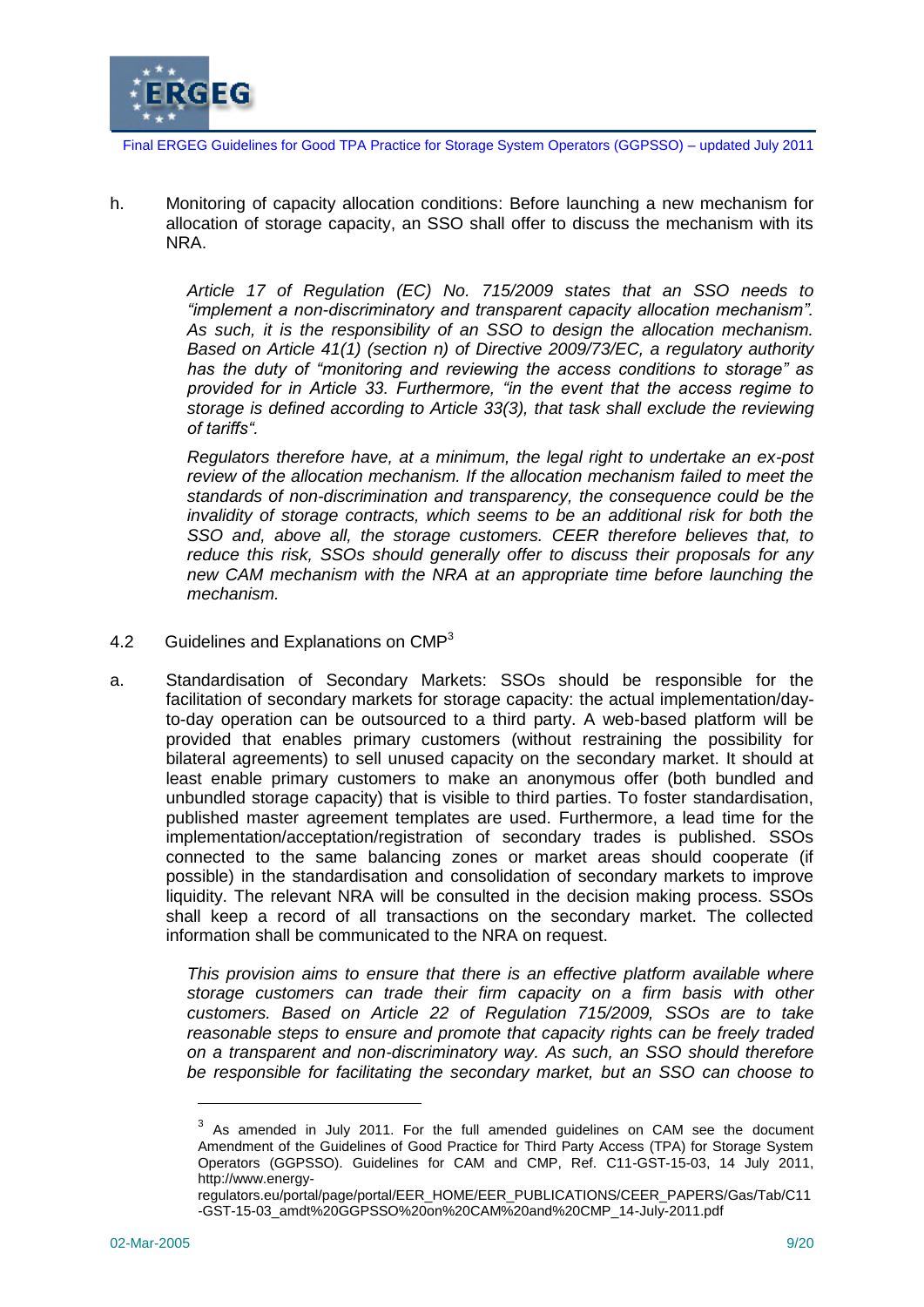h. Monitoring of capacity allocation conditions: Before launching a new mechanism for allocation of storage capacity, an SSO shall offer to discuss the mechanism with its NRA.

*Article 17 of Regulation (EC) No. 715/2009 states that an SSO needs to "implement a non-discriminatory and transparent capacity allocation mechanism". As such, it is the responsibility of an SSO to design the allocation mechanism. Based on Article 41(1) (section n) of Directive 2009/73/EC, a regulatory authority has the duty of "monitoring and reviewing the access conditions to storage" as provided for in Article 33. Furthermore, "in the event that the access regime to storage is defined according to Article 33(3), that task shall exclude the reviewing of tariffs".*

*Regulators therefore have, at a minimum, the legal right to undertake an ex-post review of the allocation mechanism. If the allocation mechanism failed to meet the standards of non-discrimination and transparency, the consequence could be the invalidity of storage contracts, which seems to be an additional risk for both the SSO and, above all, the storage customers. CEER therefore believes that, to reduce this risk, SSOs should generally offer to discuss their proposals for any new CAM mechanism with the NRA at an appropriate time before launching the mechanism.*

## 4.2 Guidelines and Explanations on CMP[3]

a. Standardisation of Secondary Markets: SSOs should be responsible for the facilitation of secondary markets for storage capacity: the actual implementation/day-to-day operation can be outsourced to a third party. A web-based platform will be provided that enables primary customers (without restraining the possibility for bilateral agreements) to sell unused capacity on the secondary market. It should at least enable primary customers to make an anonymous offer (both bundled and unbundled storage capacity) that is visible to third parties. To foster standardisation, published master agreement templates are used. Furthermore, a lead time for the implementation/acceptation/registration of secondary trades is published. SSOs connected to the same balancing zones or market areas should cooperate (if possible) in the standardisation and consolidation of secondary markets to improve liquidity. The relevant NRA will be consulted in the decision making process. SSOs shall keep a record of all transactions on the secondary market. The collected information shall be communicated to the NRA on request.

*This provision aims to ensure that there is an effective platform available where storage customers can trade their firm capacity on a firm basis with other customers. Based on Article 22 of Regulation 715/2009, SSOs are to take reasonable steps to ensure and promote that capacity rights can be freely traded on a transparent and non-discriminatory way. As such, an SSO should therefore be responsible for facilitating the secondary market, but an SSO can choose to*

---

[3] As amended in July 2011. For the full amended guidelines on CAM see the document Amendment of the Guidelines of Good Practice for Third Party Access (TPA) for Storage System Operators (GGPSSO). Guidelines for CAM and CMP, Ref. C11-GST-15-03, 14 July 2011, http://www.energy-regulators.eu/portal/page/portal/EER_HOME/EER_PUBLICATIONS/CEER_PAPERS/Gas/Tab/C11-GST-15-03_amdt%20GGPSSO%20on%20CAM%20and%20CMP_14-July-2011.pdf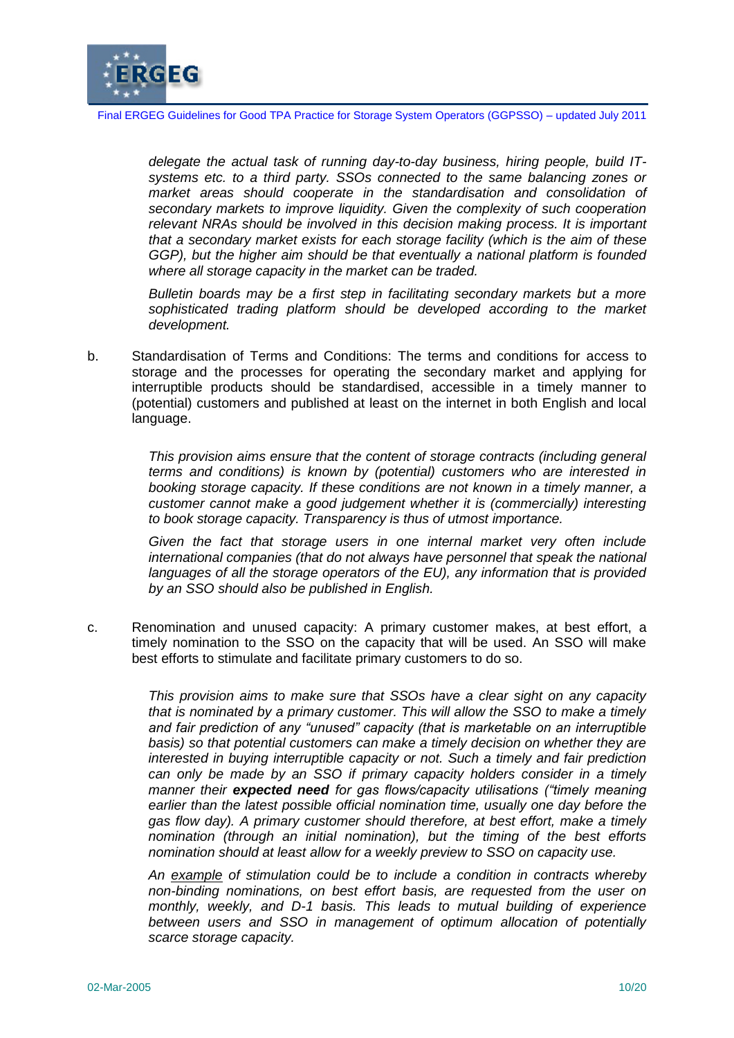*delegate the actual task of running day-to-day business, hiring people, build IT-systems etc. to a third party. SSOs connected to the same balancing zones or market areas should cooperate in the standardisation and consolidation of secondary markets to improve liquidity. Given the complexity of such cooperation relevant NRAs should be involved in this decision making process. It is important that a secondary market exists for each storage facility (which is the aim of these GGP), but the higher aim should be that eventually a national platform is founded where all storage capacity in the market can be traded.*

*Bulletin boards may be a first step in facilitating secondary markets but a more sophisticated trading platform should be developed according to the market development.*

b. Standardisation of Terms and Conditions: The terms and conditions for access to storage and the processes for operating the secondary market and applying for interruptible products should be standardised, accessible in a timely manner to (potential) customers and published at least on the internet in both English and local language.

*This provision aims ensure that the content of storage contracts (including general terms and conditions) is known by (potential) customers who are interested in booking storage capacity. If these conditions are not known in a timely manner, a customer cannot make a good judgement whether it is (commercially) interesting to book storage capacity. Transparency is thus of utmost importance.*

*Given the fact that storage users in one internal market very often include international companies (that do not always have personnel that speak the national languages of all the storage operators of the EU), any information that is provided by an SSO should also be published in English.*

c. Renomination and unused capacity: A primary customer makes, at best effort, a timely nomination to the SSO on the capacity that will be used. An SSO will make best efforts to stimulate and facilitate primary customers to do so.

*This provision aims to make sure that SSOs have a clear sight on any capacity that is nominated by a primary customer. This will allow the SSO to make a timely and fair prediction of any "unused" capacity (that is marketable on an interruptible basis) so that potential customers can make a timely decision on whether they are interested in buying interruptible capacity or not. Such a timely and fair prediction can only be made by an SSO if primary capacity holders consider in a timely manner their **expected need** for gas flows/capacity utilisations ("timely meaning earlier than the latest possible official nomination time, usually one day before the gas flow day). A primary customer should therefore, at best effort, make a timely nomination (through an initial nomination), but the timing of the best efforts nomination should at least allow for a weekly preview to SSO on capacity use.*

*An example of stimulation could be to include a condition in contracts whereby non-binding nominations, on best effort basis, are requested from the user on monthly, weekly, and D-1 basis. This leads to mutual building of experience between users and SSO in management of optimum allocation of potentially scarce storage capacity.*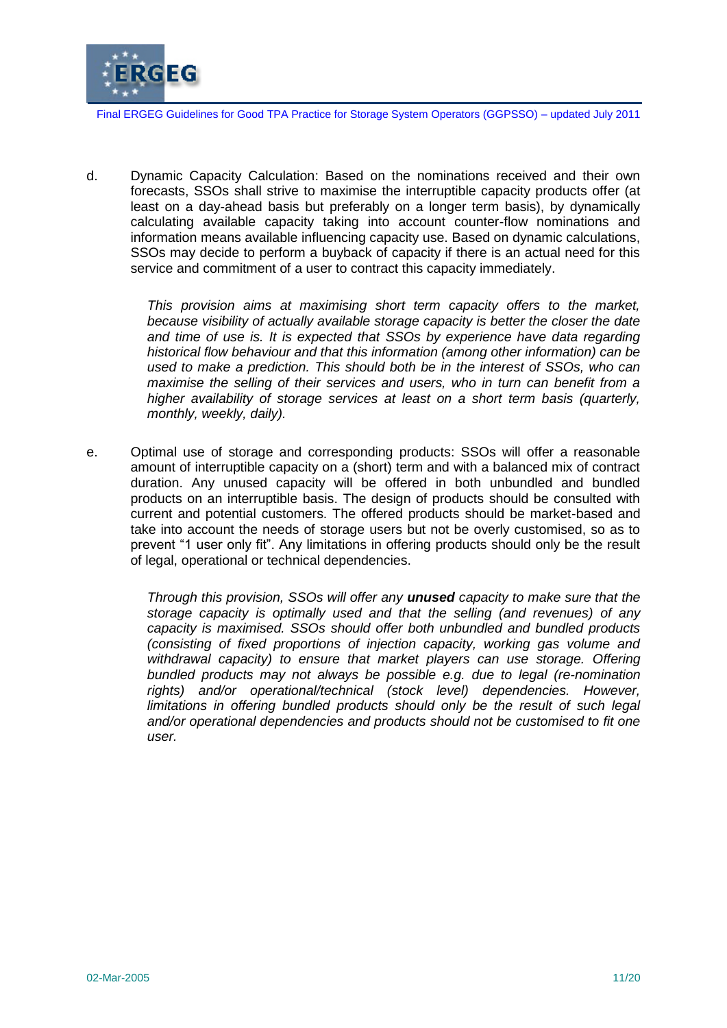d. Dynamic Capacity Calculation: Based on the nominations received and their own forecasts, SSOs shall strive to maximise the interruptible capacity products offer (at least on a day-ahead basis but preferably on a longer term basis), by dynamically calculating available capacity taking into account counter-flow nominations and information means available influencing capacity use. Based on dynamic calculations, SSOs may decide to perform a buyback of capacity if there is an actual need for this service and commitment of a user to contract this capacity immediately.

   *This provision aims at maximising short term capacity offers to the market, because visibility of actually available storage capacity is better the closer the date and time of use is. It is expected that SSOs by experience have data regarding historical flow behaviour and that this information (among other information) can be used to make a prediction. This should both be in the interest of SSOs, who can maximise the selling of their services and users, who in turn can benefit from a higher availability of storage services at least on a short term basis (quarterly, monthly, weekly, daily).*

e. Optimal use of storage and corresponding products: SSOs will offer a reasonable amount of interruptible capacity on a (short) term and with a balanced mix of contract duration. Any unused capacity will be offered in both unbundled and bundled products on an interruptible basis. The design of products should be consulted with current and potential customers. The offered products should be market-based and take into account the needs of storage users but not be overly customised, so as to prevent "1 user only fit". Any limitations in offering products should only be the result of legal, operational or technical dependencies.

   *Through this provision, SSOs will offer any **unused** capacity to make sure that the storage capacity is optimally used and that the selling (and revenues) of any capacity is maximised. SSOs should offer both unbundled and bundled products (consisting of fixed proportions of injection capacity, working gas volume and withdrawal capacity) to ensure that market players can use storage. Offering bundled products may not always be possible e.g. due to legal (re-nomination rights) and/or operational/technical (stock level) dependencies. However, limitations in offering bundled products should only be the result of such legal and/or operational dependencies and products should not be customised to fit one user.*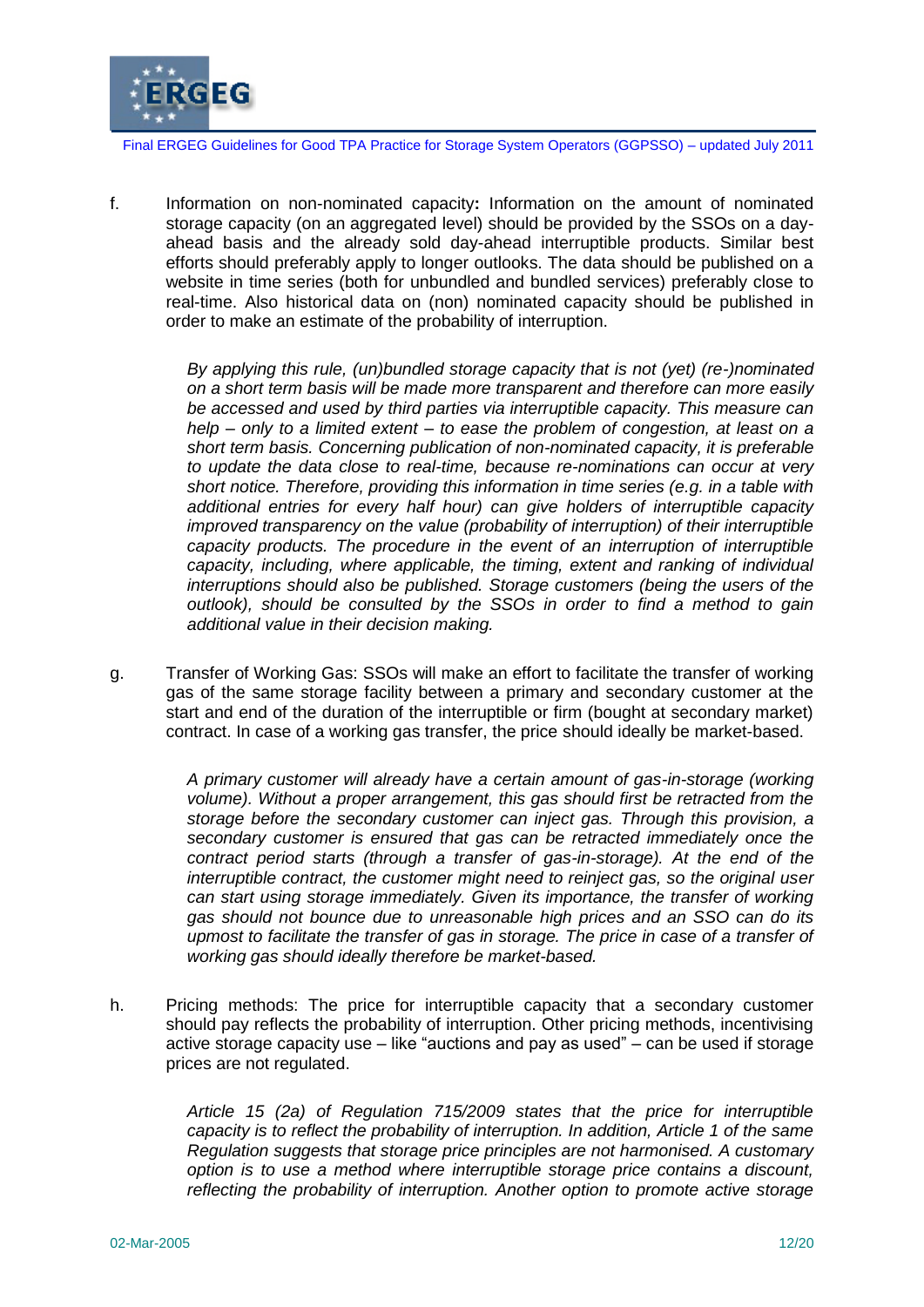f. Information on non-nominated capacity**:** Information on the amount of nominated storage capacity (on an aggregated level) should be provided by the SSOs on a day-ahead basis and the already sold day-ahead interruptible products. Similar best efforts should preferably apply to longer outlooks. The data should be published on a website in time series (both for unbundled and bundled services) preferably close to real-time. Also historical data on (non) nominated capacity should be published in order to make an estimate of the probability of interruption.

*By applying this rule, (un)bundled storage capacity that is not (yet) (re-)nominated on a short term basis will be made more transparent and therefore can more easily be accessed and used by third parties via interruptible capacity. This measure can help – only to a limited extent – to ease the problem of congestion, at least on a short term basis. Concerning publication of non-nominated capacity, it is preferable to update the data close to real-time, because re-nominations can occur at very short notice. Therefore, providing this information in time series (e.g. in a table with additional entries for every half hour) can give holders of interruptible capacity improved transparency on the value (probability of interruption) of their interruptible capacity products. The procedure in the event of an interruption of interruptible capacity, including, where applicable, the timing, extent and ranking of individual interruptions should also be published. Storage customers (being the users of the outlook), should be consulted by the SSOs in order to find a method to gain additional value in their decision making.*

g. Transfer of Working Gas: SSOs will make an effort to facilitate the transfer of working gas of the same storage facility between a primary and secondary customer at the start and end of the duration of the interruptible or firm (bought at secondary market) contract. In case of a working gas transfer, the price should ideally be market-based.

*A primary customer will already have a certain amount of gas-in-storage (working volume). Without a proper arrangement, this gas should first be retracted from the storage before the secondary customer can inject gas. Through this provision, a secondary customer is ensured that gas can be retracted immediately once the contract period starts (through a transfer of gas-in-storage). At the end of the interruptible contract, the customer might need to reinject gas, so the original user can start using storage immediately. Given its importance, the transfer of working gas should not bounce due to unreasonable high prices and an SSO can do its upmost to facilitate the transfer of gas in storage. The price in case of a transfer of working gas should ideally therefore be market-based.*

h. Pricing methods: The price for interruptible capacity that a secondary customer should pay reflects the probability of interruption. Other pricing methods, incentivising active storage capacity use – like "auctions and pay as used" – can be used if storage prices are not regulated.

*Article 15 (2a) of Regulation 715/2009 states that the price for interruptible capacity is to reflect the probability of interruption. In addition, Article 1 of the same Regulation suggests that storage price principles are not harmonised. A customary option is to use a method where interruptible storage price contains a discount, reflecting the probability of interruption. Another option to promote active storage*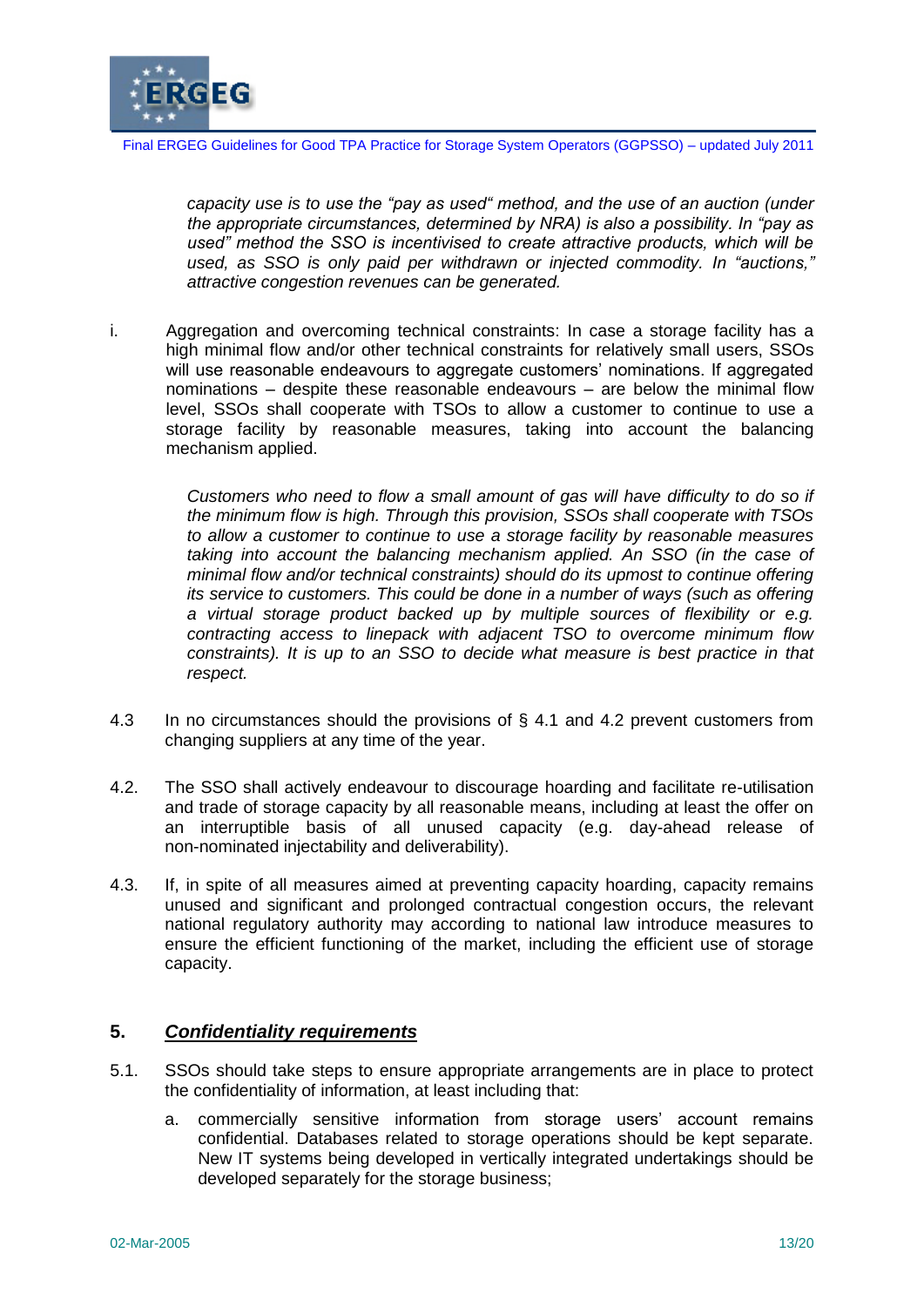*capacity use is to use the "pay as used" method, and the use of an auction (under the appropriate circumstances, determined by NRA) is also a possibility. In "pay as used" method the SSO is incentivised to create attractive products, which will be used, as SSO is only paid per withdrawn or injected commodity. In "auctions," attractive congestion revenues can be generated.*

i. Aggregation and overcoming technical constraints: In case a storage facility has a high minimal flow and/or other technical constraints for relatively small users, SSOs will use reasonable endeavours to aggregate customers' nominations. If aggregated nominations – despite these reasonable endeavours – are below the minimal flow level, SSOs shall cooperate with TSOs to allow a customer to continue to use a storage facility by reasonable measures, taking into account the balancing mechanism applied.

*Customers who need to flow a small amount of gas will have difficulty to do so if the minimum flow is high. Through this provision, SSOs shall cooperate with TSOs to allow a customer to continue to use a storage facility by reasonable measures taking into account the balancing mechanism applied. An SSO (in the case of minimal flow and/or technical constraints) should do its upmost to continue offering its service to customers. This could be done in a number of ways (such as offering a virtual storage product backed up by multiple sources of flexibility or e.g. contracting access to linepack with adjacent TSO to overcome minimum flow constraints). It is up to an SSO to decide what measure is best practice in that respect.*

4.3 In no circumstances should the provisions of § 4.1 and 4.2 prevent customers from changing suppliers at any time of the year.

4.2. The SSO shall actively endeavour to discourage hoarding and facilitate re-utilisation and trade of storage capacity by all reasonable means, including at least the offer on an interruptible basis of all unused capacity (e.g. day-ahead release of non-nominated injectability and deliverability).

4.3. If, in spite of all measures aimed at preventing capacity hoarding, capacity remains unused and significant and prolonged contractual congestion occurs, the relevant national regulatory authority may according to national law introduce measures to ensure the efficient functioning of the market, including the efficient use of storage capacity.

## 5. ***Confidentiality requirements***

5.1. SSOs should take steps to ensure appropriate arrangements are in place to protect the confidentiality of information, at least including that:

a. commercially sensitive information from storage users' account remains confidential. Databases related to storage operations should be kept separate. New IT systems being developed in vertically integrated undertakings should be developed separately for the storage business;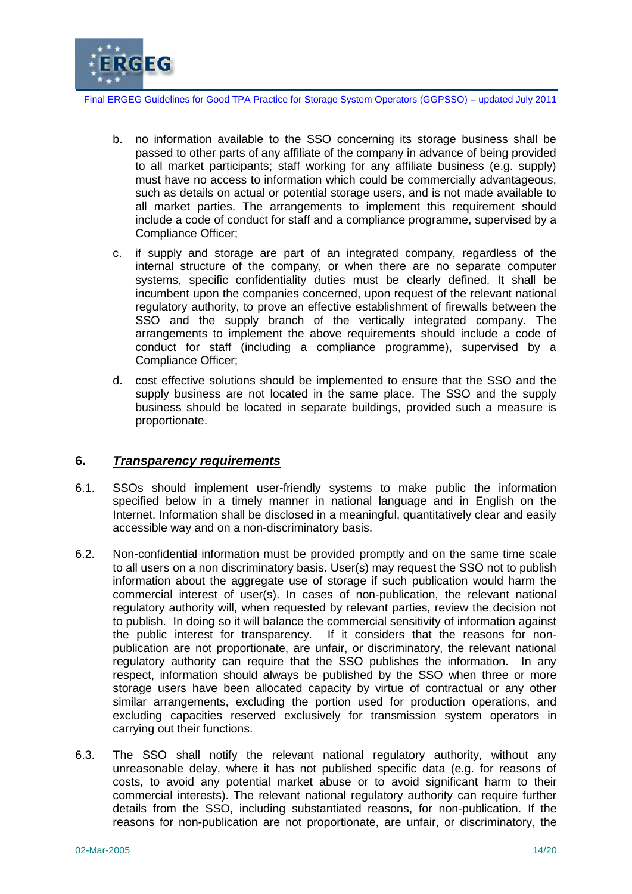b. no information available to the SSO concerning its storage business shall be passed to other parts of any affiliate of the company in advance of being provided to all market participants; staff working for any affiliate business (e.g. supply) must have no access to information which could be commercially advantageous, such as details on actual or potential storage users, and is not made available to all market parties. The arrangements to implement this requirement should include a code of conduct for staff and a compliance programme, supervised by a Compliance Officer;

c. if supply and storage are part of an integrated company, regardless of the internal structure of the company, or when there are no separate computer systems, specific confidentiality duties must be clearly defined. It shall be incumbent upon the companies concerned, upon request of the relevant national regulatory authority, to prove an effective establishment of firewalls between the SSO and the supply branch of the vertically integrated company. The arrangements to implement the above requirements should include a code of conduct for staff (including a compliance programme), supervised by a Compliance Officer;

d. cost effective solutions should be implemented to ensure that the SSO and the supply business are not located in the same place. The SSO and the supply business should be located in separate buildings, provided such a measure is proportionate.

## 6. ***Transparency requirements***

6.1. SSOs should implement user-friendly systems to make public the information specified below in a timely manner in national language and in English on the Internet. Information shall be disclosed in a meaningful, quantitatively clear and easily accessible way and on a non-discriminatory basis.

6.2. Non-confidential information must be provided promptly and on the same time scale to all users on a non discriminatory basis. User(s) may request the SSO not to publish information about the aggregate use of storage if such publication would harm the commercial interest of user(s). In cases of non-publication, the relevant national regulatory authority will, when requested by relevant parties, review the decision not to publish. In doing so it will balance the commercial sensitivity of information against the public interest for transparency. If it considers that the reasons for non-publication are not proportionate, are unfair, or discriminatory, the relevant national regulatory authority can require that the SSO publishes the information. In any respect, information should always be published by the SSO when three or more storage users have been allocated capacity by virtue of contractual or any other similar arrangements, excluding the portion used for production operations, and excluding capacities reserved exclusively for transmission system operators in carrying out their functions.

6.3. The SSO shall notify the relevant national regulatory authority, without any unreasonable delay, where it has not published specific data (e.g. for reasons of costs, to avoid any potential market abuse or to avoid significant harm to their commercial interests). The relevant national regulatory authority can require further details from the SSO, including substantiated reasons, for non-publication. If the reasons for non-publication are not proportionate, are unfair, or discriminatory, the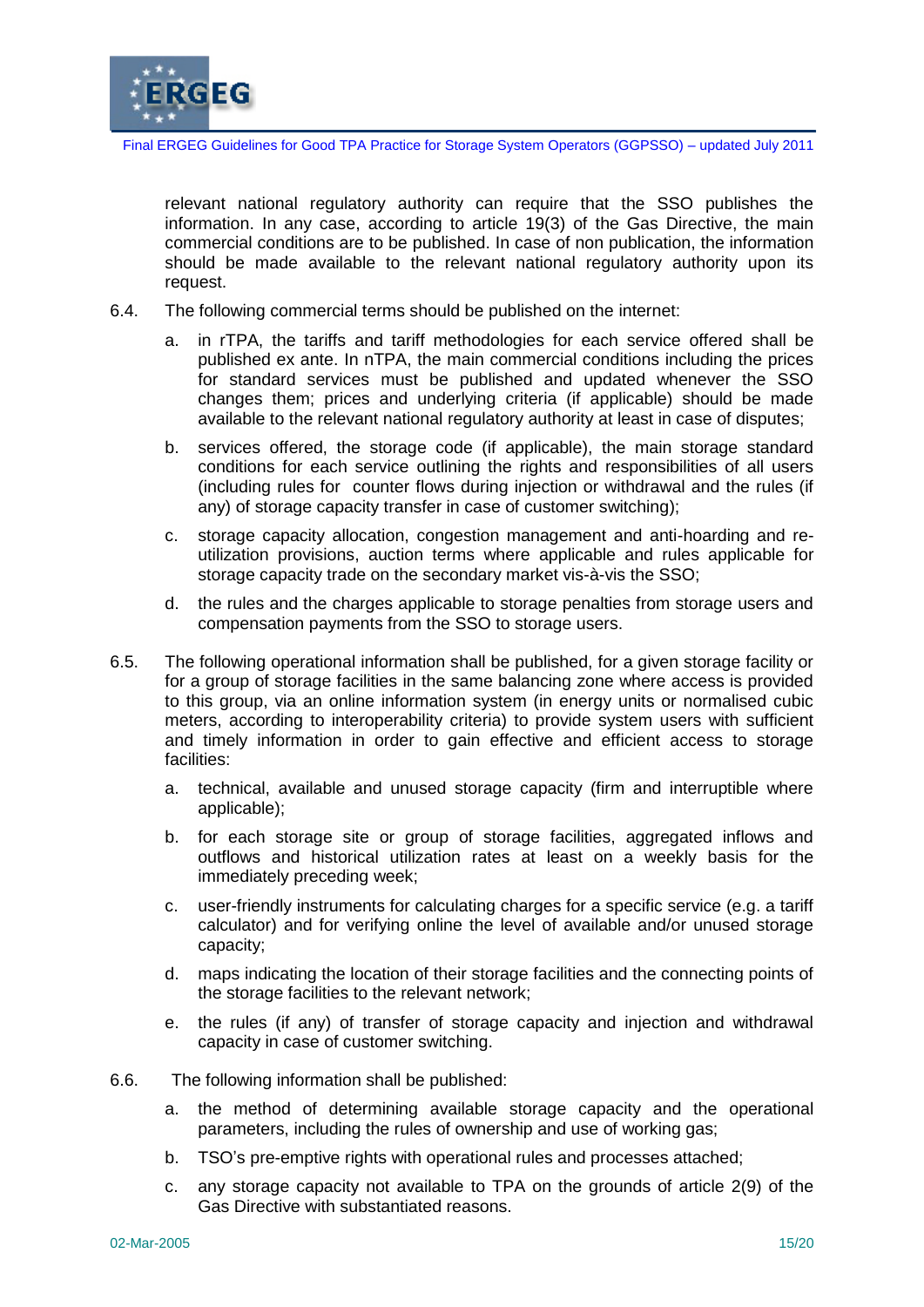relevant national regulatory authority can require that the SSO publishes the information. In any case, according to article 19(3) of the Gas Directive, the main commercial conditions are to be published. In case of non publication, the information should be made available to the relevant national regulatory authority upon its request.

6.4. The following commercial terms should be published on the internet:

a. in rTPA, the tariffs and tariff methodologies for each service offered shall be published ex ante. In nTPA, the main commercial conditions including the prices for standard services must be published and updated whenever the SSO changes them; prices and underlying criteria (if applicable) should be made available to the relevant national regulatory authority at least in case of disputes;

b. services offered, the storage code (if applicable), the main storage standard conditions for each service outlining the rights and responsibilities of all users (including rules for counter flows during injection or withdrawal and the rules (if any) of storage capacity transfer in case of customer switching);

c. storage capacity allocation, congestion management and anti-hoarding and re-utilization provisions, auction terms where applicable and rules applicable for storage capacity trade on the secondary market vis-à-vis the SSO;

d. the rules and the charges applicable to storage penalties from storage users and compensation payments from the SSO to storage users.

6.5. The following operational information shall be published, for a given storage facility or for a group of storage facilities in the same balancing zone where access is provided to this group, via an online information system (in energy units or normalised cubic meters, according to interoperability criteria) to provide system users with sufficient and timely information in order to gain effective and efficient access to storage facilities:

a. technical, available and unused storage capacity (firm and interruptible where applicable);

b. for each storage site or group of storage facilities, aggregated inflows and outflows and historical utilization rates at least on a weekly basis for the immediately preceding week;

c. user-friendly instruments for calculating charges for a specific service (e.g. a tariff calculator) and for verifying online the level of available and/or unused storage capacity;

d. maps indicating the location of their storage facilities and the connecting points of the storage facilities to the relevant network;

e. the rules (if any) of transfer of storage capacity and injection and withdrawal capacity in case of customer switching.

6.6. The following information shall be published:

a. the method of determining available storage capacity and the operational parameters, including the rules of ownership and use of working gas;

b. TSO's pre-emptive rights with operational rules and processes attached;

c. any storage capacity not available to TPA on the grounds of article 2(9) of the Gas Directive with substantiated reasons.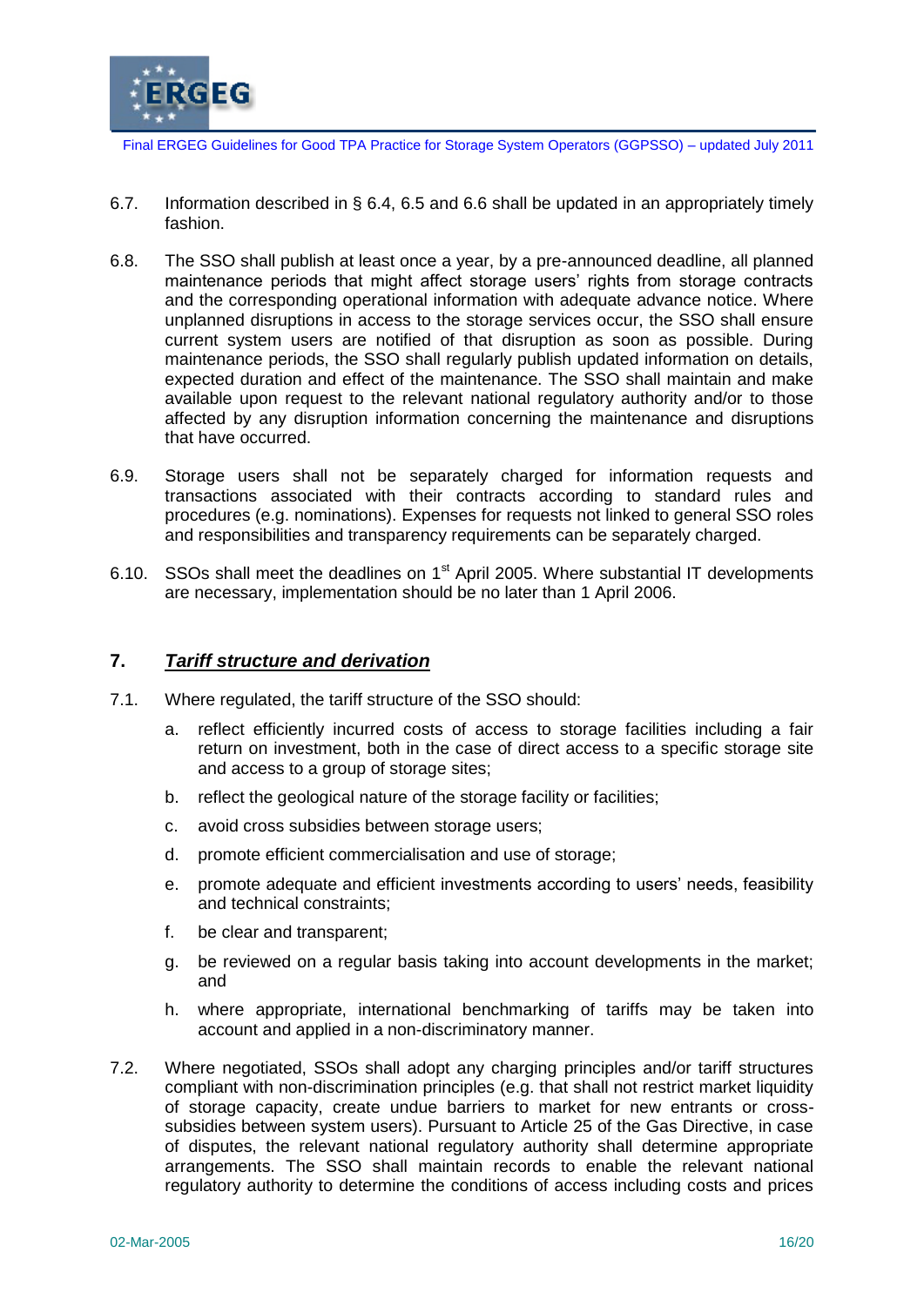6.7. Information described in § 6.4, 6.5 and 6.6 shall be updated in an appropriately timely fashion.

6.8. The SSO shall publish at least once a year, by a pre-announced deadline, all planned maintenance periods that might affect storage users' rights from storage contracts and the corresponding operational information with adequate advance notice. Where unplanned disruptions in access to the storage services occur, the SSO shall ensure current system users are notified of that disruption as soon as possible. During maintenance periods, the SSO shall regularly publish updated information on details, expected duration and effect of the maintenance. The SSO shall maintain and make available upon request to the relevant national regulatory authority and/or to those affected by any disruption information concerning the maintenance and disruptions that have occurred.

6.9. Storage users shall not be separately charged for information requests and transactions associated with their contracts according to standard rules and procedures (e.g. nominations). Expenses for requests not linked to general SSO roles and responsibilities and transparency requirements can be separately charged.

6.10. SSOs shall meet the deadlines on 1st April 2005. Where substantial IT developments are necessary, implementation should be no later than 1 April 2006.

## 7. ***Tariff structure and derivation***

7.1. Where regulated, the tariff structure of the SSO should:

a. reflect efficiently incurred costs of access to storage facilities including a fair return on investment, both in the case of direct access to a specific storage site and access to a group of storage sites;

b. reflect the geological nature of the storage facility or facilities;

c. avoid cross subsidies between storage users;

d. promote efficient commercialisation and use of storage;

e. promote adequate and efficient investments according to users' needs, feasibility and technical constraints;

f. be clear and transparent;

g. be reviewed on a regular basis taking into account developments in the market; and

h. where appropriate, international benchmarking of tariffs may be taken into account and applied in a non-discriminatory manner.

7.2. Where negotiated, SSOs shall adopt any charging principles and/or tariff structures compliant with non-discrimination principles (e.g. that shall not restrict market liquidity of storage capacity, create undue barriers to market for new entrants or cross-subsidies between system users). Pursuant to Article 25 of the Gas Directive, in case of disputes, the relevant national regulatory authority shall determine appropriate arrangements. The SSO shall maintain records to enable the relevant national regulatory authority to determine the conditions of access including costs and prices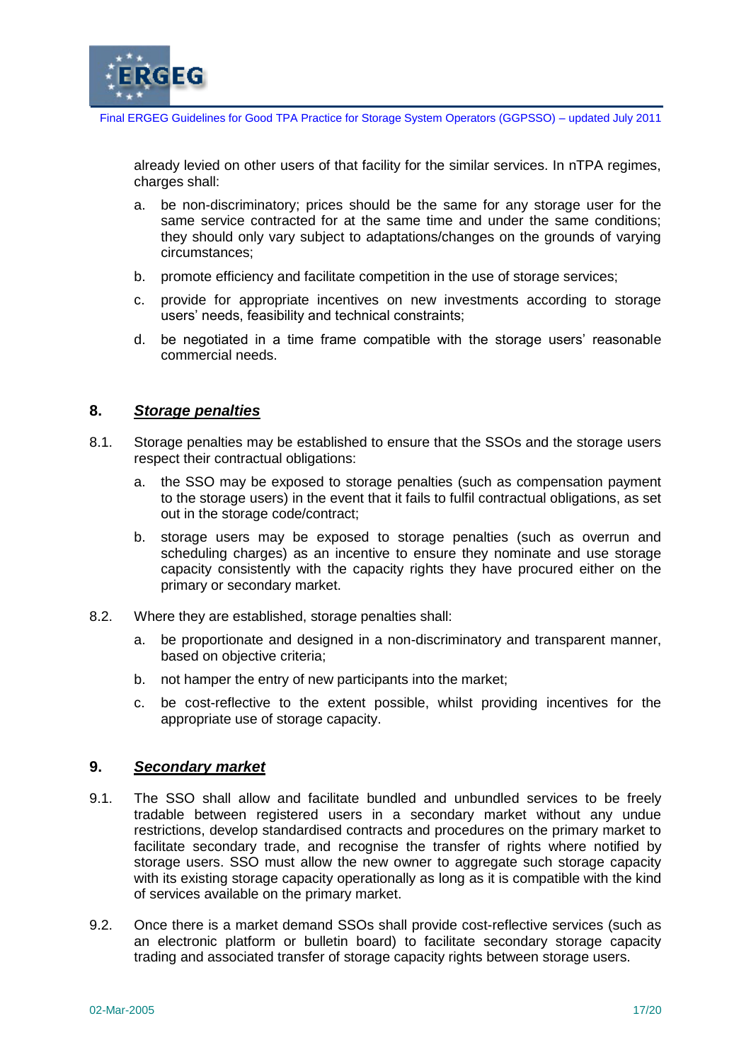already levied on other users of that facility for the similar services. In nTPA regimes, charges shall:

a. be non-discriminatory; prices should be the same for any storage user for the same service contracted for at the same time and under the same conditions; they should only vary subject to adaptations/changes on the grounds of varying circumstances;

b. promote efficiency and facilitate competition in the use of storage services;

c. provide for appropriate incentives on new investments according to storage users' needs, feasibility and technical constraints;

d. be negotiated in a time frame compatible with the storage users' reasonable commercial needs.

## 8. ***Storage penalties***

8.1. Storage penalties may be established to ensure that the SSOs and the storage users respect their contractual obligations:

a. the SSO may be exposed to storage penalties (such as compensation payment to the storage users) in the event that it fails to fulfil contractual obligations, as set out in the storage code/contract;

b. storage users may be exposed to storage penalties (such as overrun and scheduling charges) as an incentive to ensure they nominate and use storage capacity consistently with the capacity rights they have procured either on the primary or secondary market.

8.2. Where they are established, storage penalties shall:

a. be proportionate and designed in a non-discriminatory and transparent manner, based on objective criteria;

b. not hamper the entry of new participants into the market;

c. be cost-reflective to the extent possible, whilst providing incentives for the appropriate use of storage capacity.

## 9. ***Secondary market***

9.1. The SSO shall allow and facilitate bundled and unbundled services to be freely tradable between registered users in a secondary market without any undue restrictions, develop standardised contracts and procedures on the primary market to facilitate secondary trade, and recognise the transfer of rights where notified by storage users. SSO must allow the new owner to aggregate such storage capacity with its existing storage capacity operationally as long as it is compatible with the kind of services available on the primary market.

9.2. Once there is a market demand SSOs shall provide cost-reflective services (such as an electronic platform or bulletin board) to facilitate secondary storage capacity trading and associated transfer of storage capacity rights between storage users.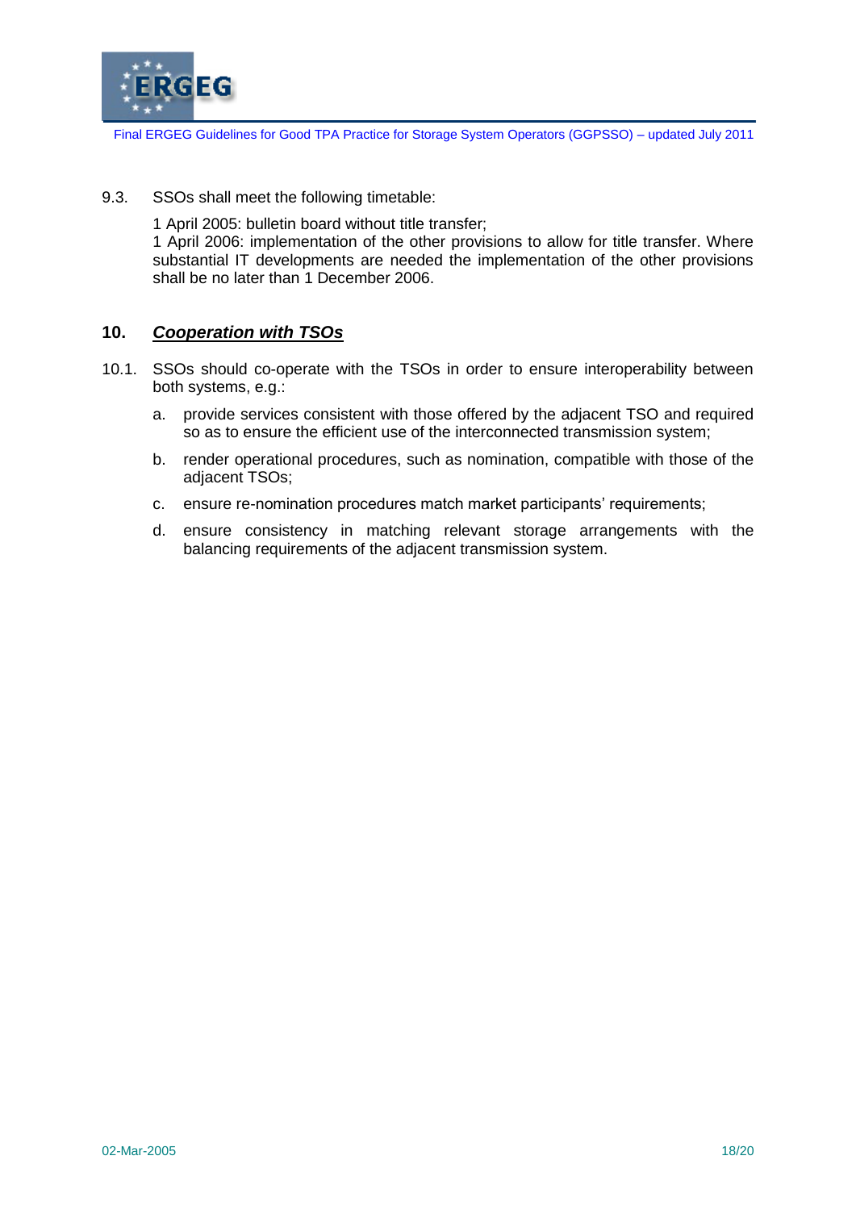9.3. SSOs shall meet the following timetable:

1 April 2005: bulletin board without title transfer;
1 April 2006: implementation of the other provisions to allow for title transfer. Where substantial IT developments are needed the implementation of the other provisions shall be no later than 1 December 2006.

## 10. ***Cooperation with TSOs***

10.1. SSOs should co-operate with the TSOs in order to ensure interoperability between both systems, e.g.:

a. provide services consistent with those offered by the adjacent TSO and required so as to ensure the efficient use of the interconnected transmission system;

b. render operational procedures, such as nomination, compatible with those of the adjacent TSOs;

c. ensure re-nomination procedures match market participants' requirements;

d. ensure consistency in matching relevant storage arrangements with the balancing requirements of the adjacent transmission system.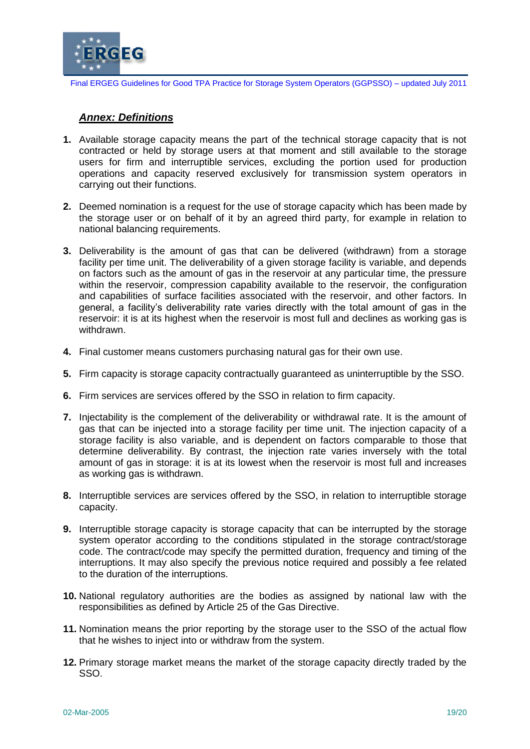## ***Annex: Definitions***

1. Available storage capacity means the part of the technical storage capacity that is not contracted or held by storage users at that moment and still available to the storage users for firm and interruptible services, excluding the portion used for production operations and capacity reserved exclusively for transmission system operators in carrying out their functions.

2. Deemed nomination is a request for the use of storage capacity which has been made by the storage user or on behalf of it by an agreed third party, for example in relation to national balancing requirements.

3. Deliverability is the amount of gas that can be delivered (withdrawn) from a storage facility per time unit. The deliverability of a given storage facility is variable, and depends on factors such as the amount of gas in the reservoir at any particular time, the pressure within the reservoir, compression capability available to the reservoir, the configuration and capabilities of surface facilities associated with the reservoir, and other factors. In general, a facility's deliverability rate varies directly with the total amount of gas in the reservoir: it is at its highest when the reservoir is most full and declines as working gas is withdrawn.

4. Final customer means customers purchasing natural gas for their own use.

5. Firm capacity is storage capacity contractually guaranteed as uninterruptible by the SSO.

6. Firm services are services offered by the SSO in relation to firm capacity.

7. Injectability is the complement of the deliverability or withdrawal rate. It is the amount of gas that can be injected into a storage facility per time unit. The injection capacity of a storage facility is also variable, and is dependent on factors comparable to those that determine deliverability. By contrast, the injection rate varies inversely with the total amount of gas in storage: it is at its lowest when the reservoir is most full and increases as working gas is withdrawn.

8. Interruptible services are services offered by the SSO, in relation to interruptible storage capacity.

9. Interruptible storage capacity is storage capacity that can be interrupted by the storage system operator according to the conditions stipulated in the storage contract/storage code. The contract/code may specify the permitted duration, frequency and timing of the interruptions. It may also specify the previous notice required and possibly a fee related to the duration of the interruptions.

10. National regulatory authorities are the bodies as assigned by national law with the responsibilities as defined by Article 25 of the Gas Directive.

11. Nomination means the prior reporting by the storage user to the SSO of the actual flow that he wishes to inject into or withdraw from the system.

12. Primary storage market means the market of the storage capacity directly traded by the SSO.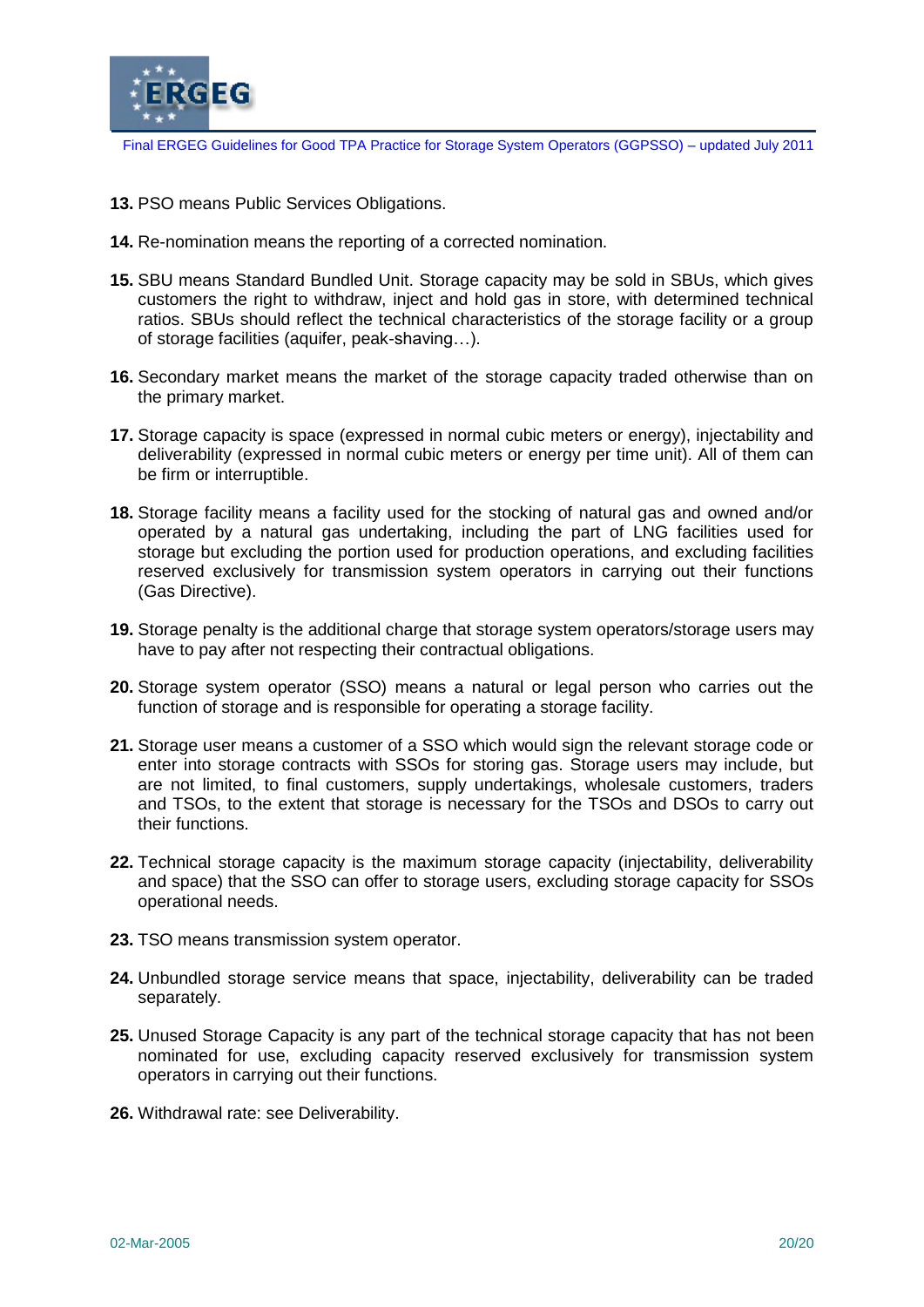**13.** PSO means Public Services Obligations.

**14.** Re-nomination means the reporting of a corrected nomination.

**15.** SBU means Standard Bundled Unit. Storage capacity may be sold in SBUs, which gives customers the right to withdraw, inject and hold gas in store, with determined technical ratios. SBUs should reflect the technical characteristics of the storage facility or a group of storage facilities (aquifer, peak-shaving…).

**16.** Secondary market means the market of the storage capacity traded otherwise than on the primary market.

**17.** Storage capacity is space (expressed in normal cubic meters or energy), injectability and deliverability (expressed in normal cubic meters or energy per time unit). All of them can be firm or interruptible.

**18.** Storage facility means a facility used for the stocking of natural gas and owned and/or operated by a natural gas undertaking, including the part of LNG facilities used for storage but excluding the portion used for production operations, and excluding facilities reserved exclusively for transmission system operators in carrying out their functions (Gas Directive).

**19.** Storage penalty is the additional charge that storage system operators/storage users may have to pay after not respecting their contractual obligations.

**20.** Storage system operator (SSO) means a natural or legal person who carries out the function of storage and is responsible for operating a storage facility.

**21.** Storage user means a customer of a SSO which would sign the relevant storage code or enter into storage contracts with SSOs for storing gas. Storage users may include, but are not limited, to final customers, supply undertakings, wholesale customers, traders and TSOs, to the extent that storage is necessary for the TSOs and DSOs to carry out their functions.

**22.** Technical storage capacity is the maximum storage capacity (injectability, deliverability and space) that the SSO can offer to storage users, excluding storage capacity for SSOs operational needs.

**23.** TSO means transmission system operator.

**24.** Unbundled storage service means that space, injectability, deliverability can be traded separately.

**25.** Unused Storage Capacity is any part of the technical storage capacity that has not been nominated for use, excluding capacity reserved exclusively for transmission system operators in carrying out their functions.

**26.** Withdrawal rate: see Deliverability.